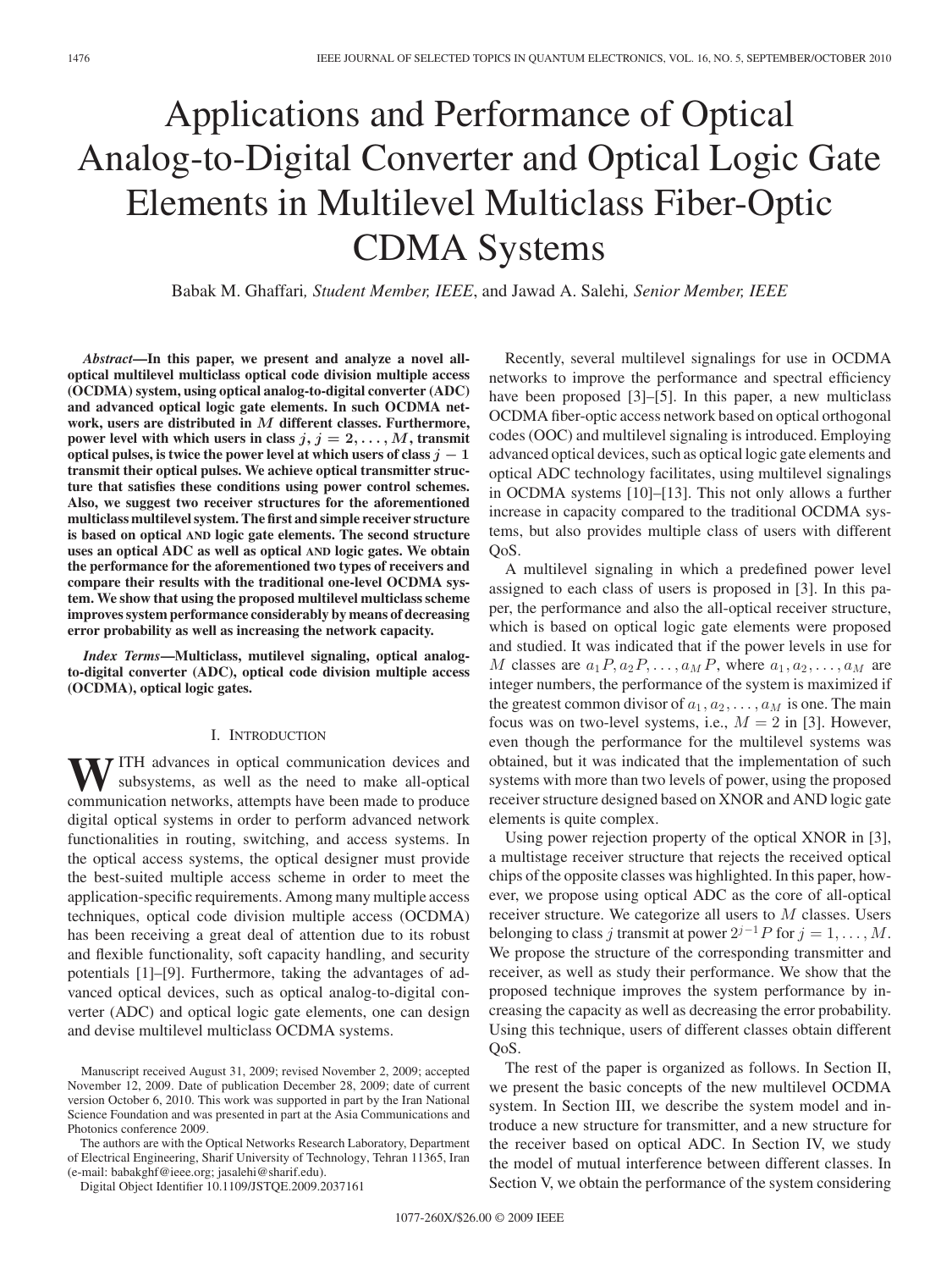# Applications and Performance of Optical Analog-to-Digital Converter and Optical Logic Gate Elements in Multilevel Multiclass Fiber-Optic CDMA Systems

Babak M. Ghaffari, *Student Member, IEEE*, and Jawad A. Salehi, *Senior Member, IEEE*

***Abstract*—In this paper, we present and analyze a novel all-optical multilevel multiclass optical code division multiple access (OCDMA) system, using optical analog-to-digital converter (ADC) and advanced optical logic gate elements. In such OCDMA network, users are distributed in $M$ different classes. Furthermore, power level with which users in class $j$, $j = 2, \ldots, M$, transmit optical pulses, is twice the power level at which users of class $j - 1$ transmit their optical pulses. We achieve optical transmitter structure that satisfies these conditions using power control schemes. Also, we suggest two receiver structures for the aforementioned multiclass multilevel system. The first and simple receiver structure is based on optical AND logic gate elements. The second structure uses an optical ADC as well as optical AND logic gates. We obtain the performance for the aforementioned two types of receivers and compare their results with the traditional one-level OCDMA system. We show that using the proposed multilevel multiclass scheme improves system performance considerably by means of decreasing error probability as well as increasing the network capacity.**

***Index Terms*—Multiclass, mutilevel signaling, optical analog-to-digital converter (ADC), optical code division multiple access (OCDMA), optical logic gates.**

## I. Introduction

With advances in optical communication devices and subsystems, as well as the need to make all-optical communication networks, attempts have been made to produce digital optical systems in order to perform advanced network functionalities in routing, switching, and access systems. In the optical access systems, the optical designer must provide the best-suited multiple access scheme in order to meet the application-specific requirements. Among many multiple access techniques, optical code division multiple access (OCDMA) has been receiving a great deal of attention due to its robust and flexible functionality, soft capacity handling, and security potentials [1]–[9]. Furthermore, taking the advantages of advanced optical devices, such as optical analog-to-digital converter (ADC) and optical logic gate elements, one can design and devise multilevel multiclass OCDMA systems.

Recently, several multilevel signalings for use in OCDMA networks to improve the performance and spectral efficiency have been proposed [3]–[5]. In this paper, a new multiclass OCDMA fiber-optic access network based on optical orthogonal codes (OOC) and multilevel signaling is introduced. Employing advanced optical devices, such as optical logic gate elements and optical ADC technology facilitates, using multilevel signalings in OCDMA systems [10]–[13]. This not only allows a further increase in capacity compared to the traditional OCDMA systems, but also provides multiple class of users with different QoS.

A multilevel signaling in which a predefined power level assigned to each class of users is proposed in [3]. In this paper, the performance and also the all-optical receiver structure, which is based on optical logic gate elements were proposed and studied. It was indicated that if the power levels in use for $M$ classes are $a_1P, a_2P, \ldots, a_MP$, where $a_1, a_2, \ldots, a_M$ are integer numbers, the performance of the system is maximized if the greatest common divisor of $a_1, a_2, \ldots, a_M$ is one. The main focus was on two-level systems, i.e., $M = 2$ in [3]. However, even though the performance for the multilevel systems was obtained, but it was indicated that the implementation of such systems with more than two levels of power, using the proposed receiver structure designed based on XNOR and AND logic gate elements is quite complex.

Using power rejection property of the optical XNOR in [3], a multistage receiver structure that rejects the received optical chips of the opposite classes was highlighted. In this paper, however, we propose using optical ADC as the core of all-optical receiver structure. We categorize all users to $M$ classes. Users belonging to class $j$ transmit at power $2^{j-1}P$ for $j = 1, \ldots, M$. We propose the structure of the corresponding transmitter and receiver, as well as study their performance. We show that the proposed technique improves the system performance by increasing the capacity as well as decreasing the error probability. Using this technique, users of different classes obtain different QoS.

The rest of the paper is organized as follows. In Section II, we present the basic concepts of the new multilevel OCDMA system. In Section III, we describe the system model and introduce a new structure for transmitter, and a new structure for the receiver based on optical ADC. In Section IV, we study the model of mutual interference between different classes. In Section V, we obtain the performance of the system considering

Manuscript received August 31, 2009; revised November 2, 2009; accepted November 12, 2009. Date of publication December 28, 2009; date of current version October 6, 2010. This work was supported in part by the Iran National Science Foundation and was presented in part at the Asia Communications and Photonics conference 2009.

The authors are with the Optical Networks Research Laboratory, Department of Electrical Engineering, Sharif University of Technology, Tehran 11365, Iran (e-mail: babakghf@ieee.org; jasalehi@sharif.edu).

Digital Object Identifier 10.1109/JSTQE.2009.2037161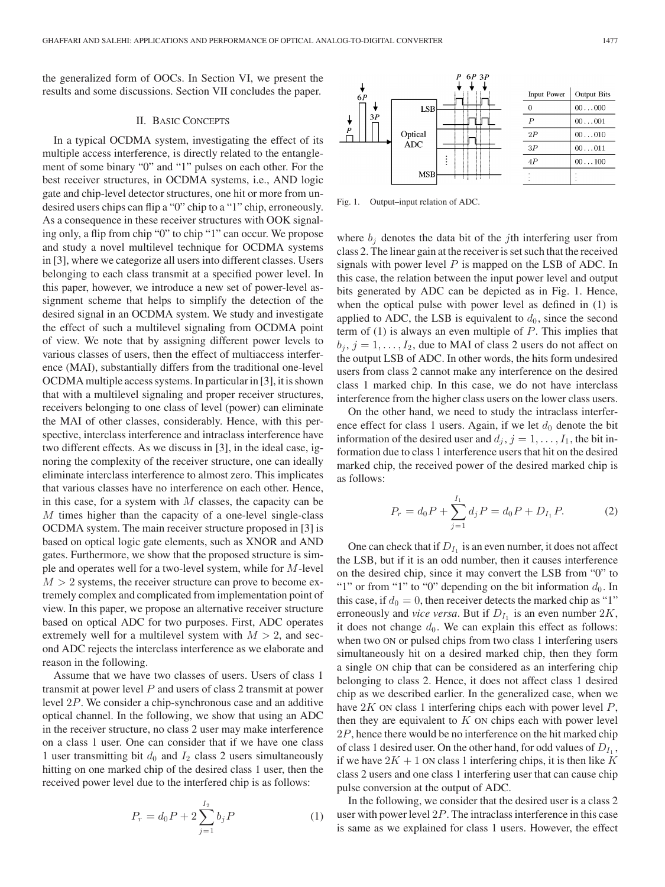the generalized form of OOCs. In Section VI, we present the results and some discussions. Section VII concludes the paper.

## II. Basic Concepts

In a typical OCDMA system, investigating the effect of its multiple access interference, is directly related to the entanglement of some binary "0" and "1" pulses on each other. For the best receiver structures, in OCDMA systems, i.e., AND logic gate and chip-level detector structures, one hit or more from undesired users chips can flip a "0" chip to a "1" chip, erroneously. As a consequence in these receiver structures with OOK signaling only, a flip from chip "0" to chip "1" can occur. We propose and study a novel multilevel technique for OCDMA systems in [3], where we categorize all users into different classes. Users belonging to each class transmit at a specified power level. In this paper, however, we introduce a new set of power-level assignment scheme that helps to simplify the detection of the desired signal in an OCDMA system. We study and investigate the effect of such a multilevel signaling from OCDMA point of view. We note that by assigning different power levels to various classes of users, then the effect of multiaccess interference (MAI), substantially differs from the traditional one-level OCDMA multiple access systems. In particular in [3], it is shown that with a multilevel signaling and proper receiver structures, receivers belonging to one class of level (power) can eliminate the MAI of other classes, considerably. Hence, with this perspective, interclass interference and intraclass interference have two different effects. As we discuss in [3], in the ideal case, ignoring the complexity of the receiver structure, one can ideally eliminate interclass interference to almost zero. This implicates that various classes have no interference on each other. Hence, in this case, for a system with $M$ classes, the capacity can be $M$ times higher than the capacity of a one-level single-class OCDMA system. The main receiver structure proposed in [3] is based on optical logic gate elements, such as XNOR and AND gates. Furthermore, we show that the proposed structure is simple and operates well for a two-level system, while for $M$-level $M > 2$ systems, the receiver structure can prove to become extremely complex and complicated from implementation point of view. In this paper, we propose an alternative receiver structure based on optical ADC for two purposes. First, ADC operates extremely well for a multilevel system with $M > 2$, and second ADC rejects the interclass interference as we elaborate and reason in the following.

Assume that we have two classes of users. Users of class 1 transmit at power level $P$ and users of class 2 transmit at power level $2P$. We consider a chip-synchronous case and an additive optical channel. In the following, we show that using an ADC in the receiver structure, no class 2 user may make interference on a class 1 user. One can consider that if we have one class 1 user transmitting bit $d_0$ and $I_2$ class 2 users simultaneously hitting on one marked chip of the desired class 1 user, then the received power level due to the interfered chip is as follows:

$$P_r = d_0 P + 2\sum_{j=1}^{I_2} b_j P \tag{1}$$

| Input Power | Output Bits |
|---|---|
| 0 | 00 . . . 000 |
| $P$ | 00 . . . 001 |
| $2P$ | 00 . . . 010 |
| $3P$ | 00 . . . 011 |
| $4P$ | 00 . . . 100 |
| ⋮ | ⋮ |

Fig. 1. Output–input relation of ADC.

where $b_j$ denotes the data bit of the $j$th interfering user from class 2. The linear gain at the receiver is set such that the received signals with power level $P$ is mapped on the LSB of ADC. In this case, the relation between the input power level and output bits generated by ADC can be depicted as in Fig. 1. Hence, when the optical pulse with power level as defined in (1) is applied to ADC, the LSB is equivalent to $d_0$, since the second term of (1) is always an even multiple of $P$. This implies that $b_j$, $j = 1, \ldots, I_2$, due to MAI of class 2 users do not affect on the output LSB of ADC. In other words, the hits form undesired users from class 2 cannot make any interference on the desired class 1 marked chip. In this case, we do not have interclass interference from the higher class users on the lower class users.

On the other hand, we need to study the intraclass interference effect for class 1 users. Again, if we let $d_0$ denote the bit information of the desired user and $d_j$, $j = 1, \ldots, I_1$, the bit information due to class 1 interference users that hit on the desired marked chip, the received power of the desired marked chip is as follows:

$$P_r = d_0 P + \sum_{j=1}^{I_1} d_j P = d_0 P + D_{I_1} P. \tag{2}$$

One can check that if $D_{I_1}$ is an even number, it does not affect the LSB, but if it is an odd number, then it causes interference on the desired chip, since it may convert the LSB from "0" to "1" or from "1" to "0" depending on the bit information $d_0$. In this case, if $d_0 = 0$, then receiver detects the marked chip as "1" erroneously and *vice versa*. But if $D_{I_1}$ is an even number $2K$, it does not change $d_0$. We can explain this effect as follows: when two ON or pulsed chips from two class 1 interfering users simultaneously hit on a desired marked chip, then they form a single ON chip that can be considered as an interfering chip belonging to class 2. Hence, it does not affect class 1 desired chip as we described earlier. In the generalized case, when we have $2K$ ON class 1 interfering chips each with power level $P$, then they are equivalent to $K$ ON chips each with power level $2P$, hence there would be no interference on the hit marked chip of class 1 desired user. On the other hand, for odd values of $D_{I_1}$, if we have $2K + 1$ ON class 1 interfering chips, it is then like $K$ class 2 users and one class 1 interfering user that can cause chip pulse conversion at the output of ADC.

In the following, we consider that the desired user is a class 2 user with power level $2P$. The intraclass interference in this case is same as we explained for class 1 users. However, the effect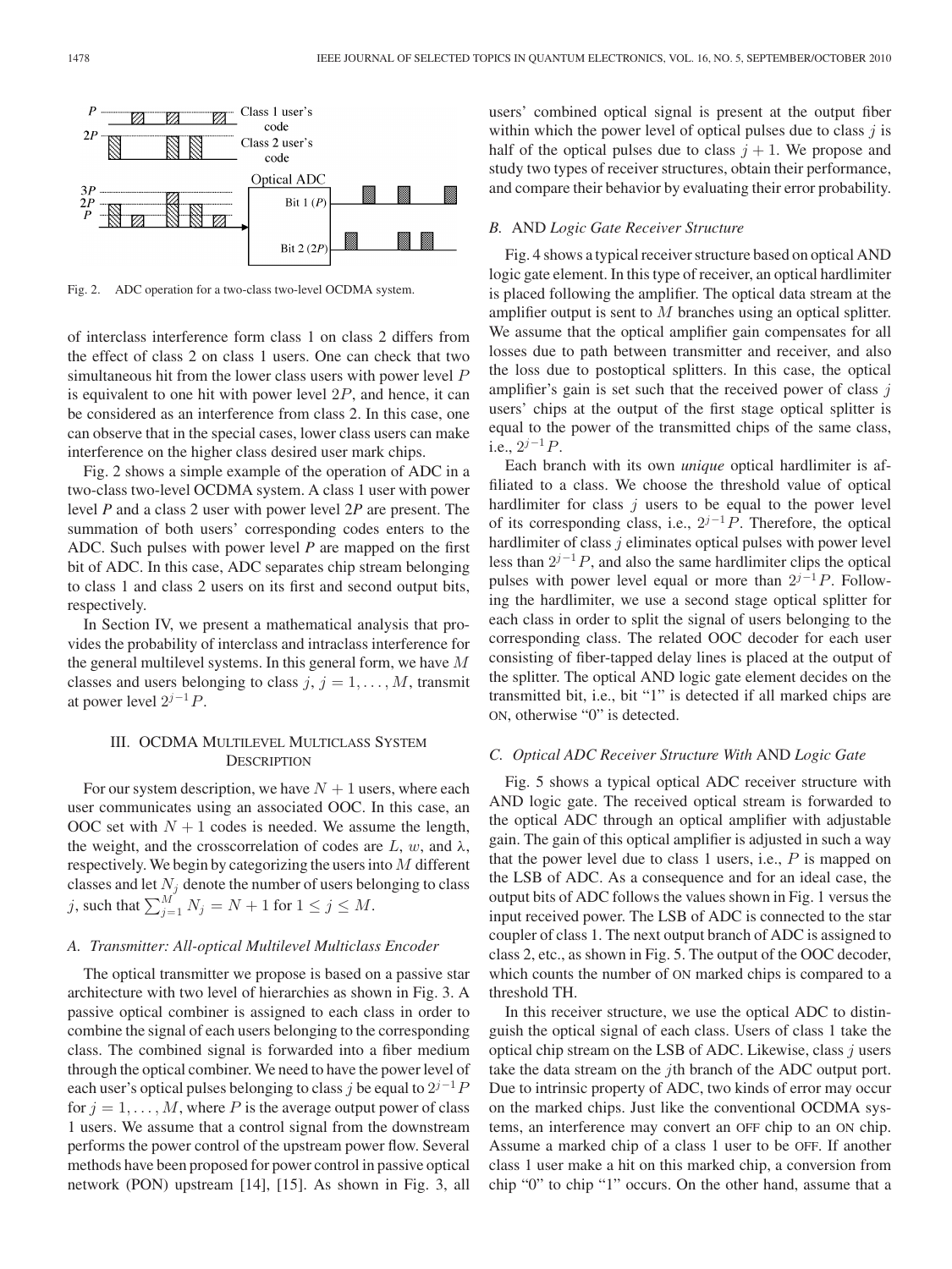Fig. 2. ADC operation for a two-class two-level OCDMA system.

of interclass interference form class 1 on class 2 differs from the effect of class 2 on class 1 users. One can check that two simultaneous hit from the lower class users with power level $P$ is equivalent to one hit with power level $2P$, and hence, it can be considered as an interference from class 2. In this case, one can observe that in the special cases, lower class users can make interference on the higher class desired user mark chips.

Fig. 2 shows a simple example of the operation of ADC in a two-class two-level OCDMA system. A class 1 user with power level *P* and a class 2 user with power level 2*P* are present. The summation of both users' corresponding codes enters to the ADC. Such pulses with power level *P* are mapped on the first bit of ADC. In this case, ADC separates chip stream belonging to class 1 and class 2 users on its first and second output bits, respectively.

In Section IV, we present a mathematical analysis that provides the probability of interclass and intraclass interference for the general multilevel systems. In this general form, we have $M$ classes and users belonging to class $j$, $j = 1, \ldots, M$, transmit at power level $2^{j-1}P$.

## III. OCDMA Multilevel Multiclass System Description

For our system description, we have $N + 1$ users, where each user communicates using an associated OOC. In this case, an OOC set with $N + 1$ codes is needed. We assume the length, the weight, and the crosscorrelation of codes are $L$, $w$, and $\lambda$, respectively. We begin by categorizing the users into $M$ different classes and let $N_j$ denote the number of users belonging to class $j$, such that $\sum_{j=1}^{M} N_j = N + 1$ for $1 \leq j \leq M$.

### A. Transmitter: All-optical Multilevel Multiclass Encoder

The optical transmitter we propose is based on a passive star architecture with two level of hierarchies as shown in Fig. 3. A passive optical combiner is assigned to each class in order to combine the signal of each users belonging to the corresponding class. The combined signal is forwarded into a fiber medium through the optical combiner. We need to have the power level of each user's optical pulses belonging to class $j$ be equal to $2^{j-1}P$ for $j = 1, \ldots, M$, where $P$ is the average output power of class 1 users. We assume that a control signal from the downstream performs the power control of the upstream power flow. Several methods have been proposed for power control in passive optical network (PON) upstream [14], [15]. As shown in Fig. 3, all users' combined optical signal is present at the output fiber within which the power level of optical pulses due to class $j$ is half of the optical pulses due to class $j + 1$. We propose and study two types of receiver structures, obtain their performance, and compare their behavior by evaluating their error probability.

### B. AND *Logic Gate Receiver Structure*

Fig. 4 shows a typical receiver structure based on optical AND logic gate element. In this type of receiver, an optical hardlimiter is placed following the amplifier. The optical data stream at the amplifier output is sent to $M$ branches using an optical splitter. We assume that the optical amplifier gain compensates for all losses due to path between transmitter and receiver, and also the loss due to postoptical splitters. In this case, the optical amplifier's gain is set such that the received power of class $j$ users' chips at the output of the first stage optical splitter is equal to the power of the transmitted chips of the same class, i.e., $2^{j-1}P$.

Each branch with its own *unique* optical hardlimiter is affiliated to a class. We choose the threshold value of optical hardlimiter for class $j$ users to be equal to the power level of its corresponding class, i.e., $2^{j-1}P$. Therefore, the optical hardlimiter of class $j$ eliminates optical pulses with power level less than $2^{j-1}P$, and also the same hardlimiter clips the optical pulses with power level equal or more than $2^{j-1}P$. Following the hardlimiter, we use a second stage optical splitter for each class in order to split the signal of users belonging to the corresponding class. The related OOC decoder for each user consisting of fiber-tapped delay lines is placed at the output of the splitter. The optical AND logic gate element decides on the transmitted bit, i.e., bit "1" is detected if all marked chips are ON, otherwise "0" is detected.

### C. *Optical ADC Receiver Structure With* AND *Logic Gate*

Fig. 5 shows a typical optical ADC receiver structure with AND logic gate. The received optical stream is forwarded to the optical ADC through an optical amplifier with adjustable gain. The gain of this optical amplifier is adjusted in such a way that the power level due to class 1 users, i.e., $P$ is mapped on the LSB of ADC. As a consequence and for an ideal case, the output bits of ADC follows the values shown in Fig. 1 versus the input received power. The LSB of ADC is connected to the star coupler of class 1. The next output branch of ADC is assigned to class 2, etc., as shown in Fig. 5. The output of the OOC decoder, which counts the number of ON marked chips is compared to a threshold TH.

In this receiver structure, we use the optical ADC to distinguish the optical signal of each class. Users of class 1 take the optical chip stream on the LSB of ADC. Likewise, class $j$ users take the data stream on the $j$th branch of the ADC output port. Due to intrinsic property of ADC, two kinds of error may occur on the marked chips. Just like the conventional OCDMA systems, an interference may convert an OFF chip to an ON chip. Assume a marked chip of a class 1 user to be OFF. If another class 1 user make a hit on this marked chip, a conversion from chip "0" to chip "1" occurs. On the other hand, assume that a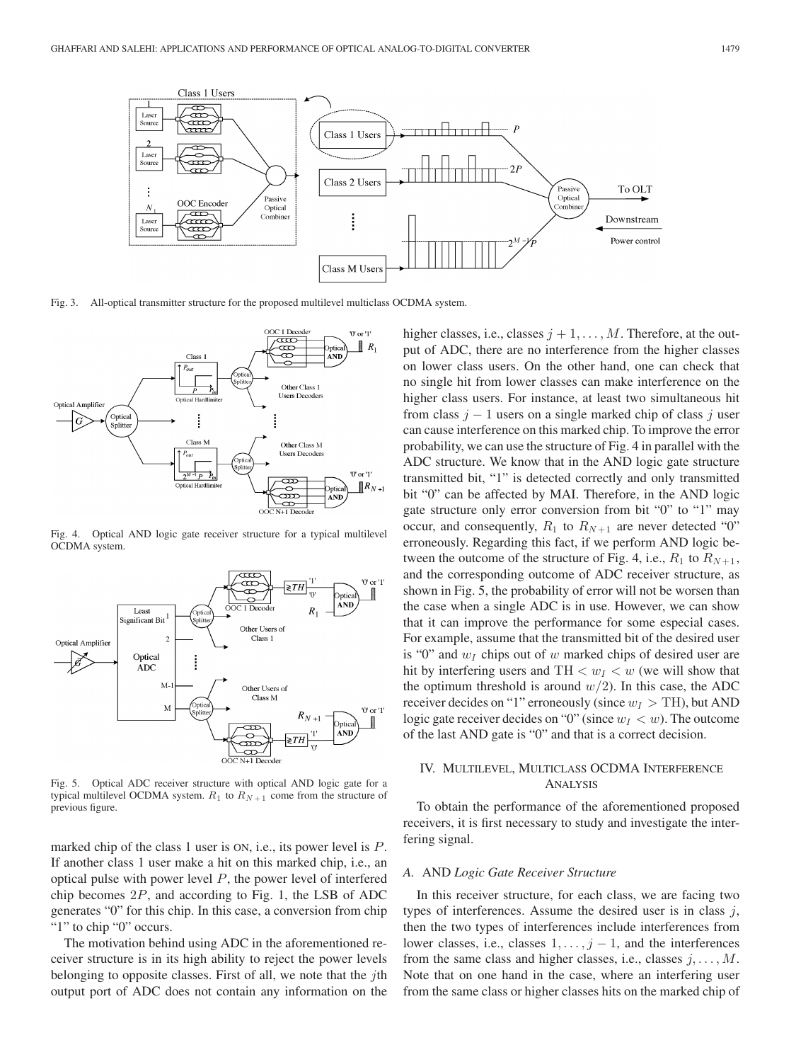Fig. 3. All-optical transmitter structure for the proposed multilevel multiclass OCDMA system.

Fig. 4. Optical AND logic gate receiver structure for a typical multilevel OCDMA system.

Fig. 5. Optical ADC receiver structure with optical AND logic gate for a typical multilevel OCDMA system. $R_1$ to $R_{N+1}$ come from the structure of previous figure.

marked chip of the class 1 user is ON, i.e., its power level is $P$. If another class 1 user make a hit on this marked chip, i.e., an optical pulse with power level $P$, the power level of interfered chip becomes $2P$, and according to Fig. 1, the LSB of ADC generates "0" for this chip. In this case, a conversion from chip "1" to chip "0" occurs.

The motivation behind using ADC in the aforementioned receiver structure is in its high ability to reject the power levels belonging to opposite classes. First of all, we note that the $j$th output port of ADC does not contain any information on the higher classes, i.e., classes $j+1,\ldots,M$. Therefore, at the output of ADC, there are no interference from the higher classes on lower class users. On the other hand, one can check that no single hit from lower classes can make interference on the higher class users. For instance, at least two simultaneous hit from class $j-1$ users on a single marked chip of class $j$ user can cause interference on this marked chip. To improve the error probability, we can use the structure of Fig. 4 in parallel with the ADC structure. We know that in the AND logic gate structure transmitted bit, "1" is detected correctly and only transmitted bit "0" can be affected by MAI. Therefore, in the AND logic gate structure only error conversion from bit "0" to "1" may occur, and consequently, $R_1$ to $R_{N+1}$ are never detected "0" erroneously. Regarding this fact, if we perform AND logic between the outcome of the structure of Fig. 4, i.e., $R_1$ to $R_{N+1}$, and the corresponding outcome of ADC receiver structure, as shown in Fig. 5, the probability of error will not be worsen than the case when a single ADC is in use. However, we can show that it can improve the performance for some especial cases. For example, assume that the transmitted bit of the desired user is "0" and $w_I$ chips out of $w$ marked chips of desired user are hit by interfering users and $\mathrm{TH} < w_I < w$ (we will show that the optimum threshold is around $w/2$). In this case, the ADC receiver decides on "1" erroneously (since $w_I > \mathrm{TH}$), but AND logic gate receiver decides on "0" (since $w_I < w$). The outcome of the last AND gate is "0" and that is a correct decision.

## IV. Multilevel, Multiclass OCDMA Interference Analysis

To obtain the performance of the aforementioned proposed receivers, it is first necessary to study and investigate the interfering signal.

### A. *AND Logic Gate Receiver Structure*

In this receiver structure, for each class, we are facing two types of interferences. Assume the desired user is in class $j$, then the two types of interferences include interferences from lower classes, i.e., classes $1,\ldots,j-1$, and the interferences from the same class and higher classes, i.e., classes $j,\ldots,M$. Note that on one hand in the case, where an interfering user from the same class or higher classes hits on the marked chip of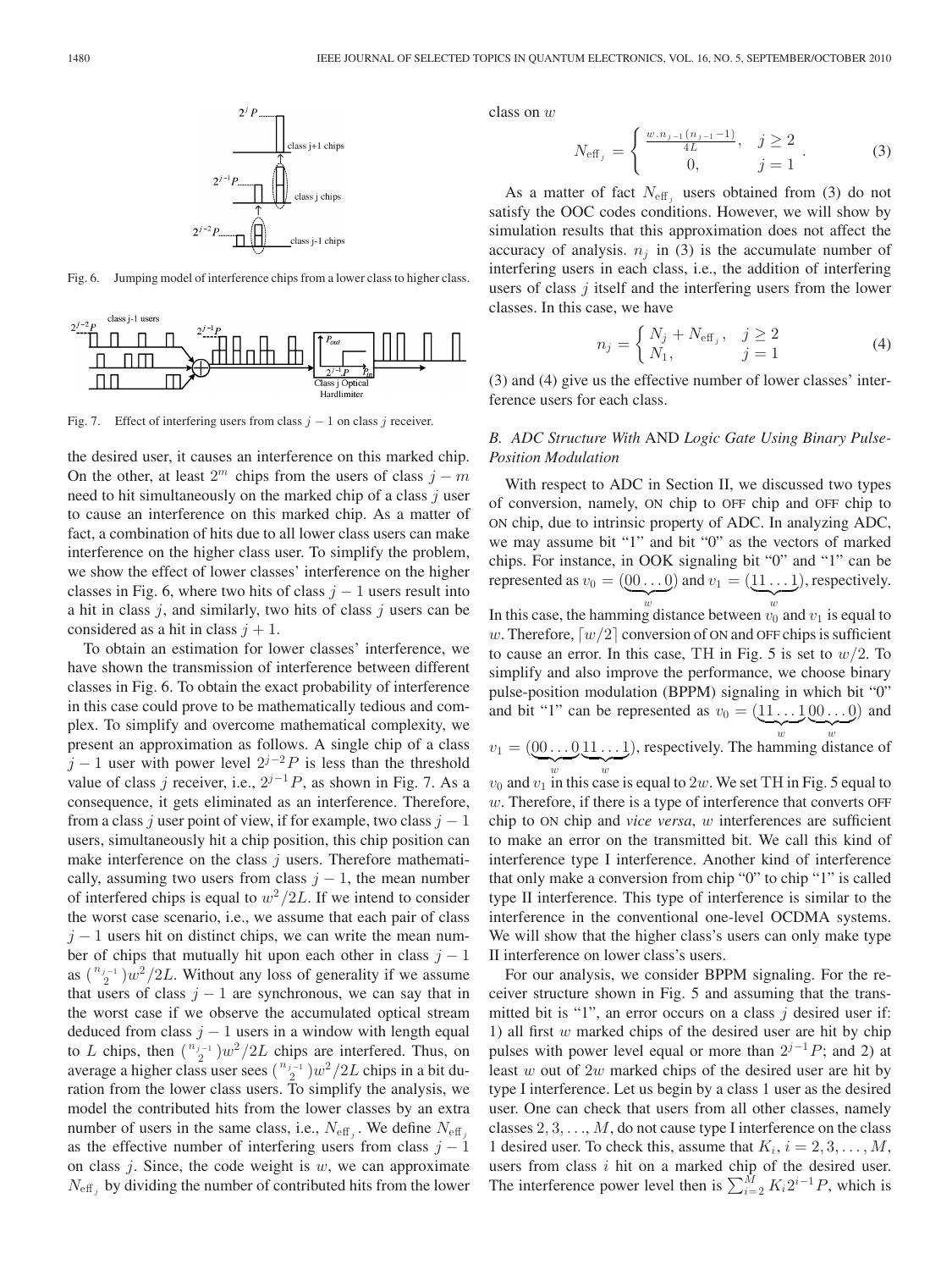Fig. 6. Jumping model of interference chips from a lower class to higher class.

Fig. 7. Effect of interfering users from class $j-1$ on class $j$ receiver.

the desired user, it causes an interference on this marked chip. On the other, at least $2^m$ chips from the users of class $j-m$ need to hit simultaneously on the marked chip of a class $j$ user to cause an interference on this marked chip. As a matter of fact, a combination of hits due to all lower class users can make interference on the higher class user. To simplify the problem, we show the effect of lower classes' interference on the higher classes in Fig. 6, where two hits of class $j-1$ users result into a hit in class $j$, and similarly, two hits of class $j$ users can be considered as a hit in class $j+1$.

To obtain an estimation for lower classes' interference, we have shown the transmission of interference between different classes in Fig. 6. To obtain the exact probability of interference in this case could prove to be mathematically tedious and complex. To simplify and overcome mathematical complexity, we present an approximation as follows. A single chip of a class $j-1$ user with power level $2^{j-2}P$ is less than the threshold value of class $j$ receiver, i.e., $2^{j-1}P$, as shown in Fig. 7. As a consequence, it gets eliminated as an interference. Therefore, from a class $j$ user point of view, if for example, two class $j-1$ users, simultaneously hit a chip position, this chip position can make interference on the class $j$ users. Therefore mathematically, assuming two users from class $j-1$, the mean number of interfered chips is equal to $w^2/2L$. If we intend to consider the worst case scenario, i.e., we assume that each pair of class $j-1$ users hit on distinct chips, we can write the mean number of chips that mutually hit upon each other in class $j-1$ as $\binom{n_{j-1}}{2}w^2/2L$. Without any loss of generality if we assume that users of class $j-1$ are synchronous, we can say that in the worst case if we observe the accumulated optical stream deduced from class $j-1$ users in a window with length equal to $L$ chips, then $\binom{n_{j-1}}{2}w^2/2L$ chips are interfered. Thus, on average a higher class user sees $\binom{n_{j-1}}{2}w^2/2L$ chips in a bit duration from the lower class users. To simplify the analysis, we model the contributed hits from the lower classes by an extra number of users in the same class, i.e., $N_{\text{eff}_j}$. We define $N_{\text{eff}_j}$ as the effective number of interfering users from class $j-1$ on class $j$. Since, the code weight is $w$, we can approximate $N_{\text{eff}_j}$ by dividing the number of contributed hits from the lower class on $w$

$$N_{\text{eff}_j} = \begin{cases} \frac{w.n_{j-1}(n_{j-1}-1)}{4L}, & j \geq 2 \\ 0, & j = 1 \end{cases}. \quad (3)$$

As a matter of fact $N_{\text{eff}_j}$ users obtained from (3) do not satisfy the OOC codes conditions. However, we will show by simulation results that this approximation does not affect the accuracy of analysis. $n_j$ in (3) is the accumulate number of interfering users in each class, i.e., the addition of interfering users of class $j$ itself and the interfering users from the lower classes. In this case, we have

$$n_j = \begin{cases} N_j + N_{\text{eff}_j}, & j \geq 2 \\ N_1, & j = 1 \end{cases} \quad (4)$$

(3) and (4) give us the effective number of lower classes' interference users for each class.

### B. ADC Structure With AND Logic Gate Using Binary Pulse-Position Modulation

With respect to ADC in Section II, we discussed two types of conversion, namely, ON chip to OFF chip and OFF chip to ON chip, due to intrinsic property of ADC. In analyzing ADC, we may assume bit "1" and bit "0" as the vectors of marked chips. For instance, in OOK signaling bit "0" and "1" can be represented as $v_0 = (\underbrace{00\ldots0}_{w})$ and $v_1 = (\underbrace{11\ldots1}_{w})$, respectively. In this case, the hamming distance between $v_0$ and $v_1$ is equal to $w$. Therefore, $\lceil w/2 \rceil$ conversion of ON and OFF chips is sufficient to cause an error. In this case, TH in Fig. 5 is set to $w/2$. To simplify and also improve the performance, we choose binary pulse-position modulation (BPPM) signaling in which bit "0" and bit "1" can be represented as $v_0 = (\underbrace{11\ldots1}_{w}\underbrace{00\ldots0}_{w})$ and $v_1 = (\underbrace{00\ldots0}_{w}\underbrace{11\ldots1}_{w})$, respectively. The hamming distance of $v_0$ and $v_1$ in this case is equal to $2w$. We set TH in Fig. 5 equal to $w$. Therefore, if there is a type of interference that converts OFF chip to ON chip and *vice versa*, $w$ interferences are sufficient to make an error on the transmitted bit. We call this kind of interference type I interference. Another kind of interference that only make a conversion from chip "0" to chip "1" is called type II interference. This type of interference is similar to the interference in the conventional one-level OCDMA systems. We will show that the higher class's users can only make type II interference on lower class's users.

For our analysis, we consider BPPM signaling. For the receiver structure shown in Fig. 5 and assuming that the transmitted bit is "1", an error occurs on a class $j$ desired user if: 1) all first $w$ marked chips of the desired user are hit by chip pulses with power level equal or more than $2^{j-1}P$; and 2) at least $w$ out of $2w$ marked chips of the desired user are hit by type I interference. Let us begin by a class 1 user as the desired user. One can check that users from all other classes, namely classes $2, 3, \ldots, M$, do not cause type I interference on the class 1 desired user. To check this, assume that $K_i$, $i = 2, 3, \ldots, M$, users from class $i$ hit on a marked chip of the desired user. The interference power level then is $\sum_{i=2}^{M} K_i 2^{i-1}P$, which is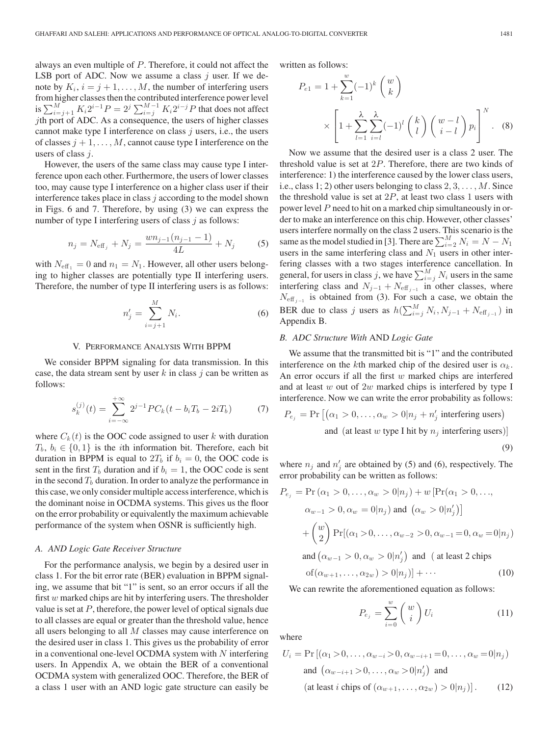always an even multiple of $P$. Therefore, it could not affect the LSB port of ADC. Now we assume a class $j$ user. If we denote by $K_i$, $i = j+1, \ldots, M$, the number of interfering users from higher classes then the contributed interference power level is $\sum_{i=j+1}^{M} K_i 2^{i-1} P = 2^j \sum_{i=j}^{M-1} K_i 2^{i-j} P$ that does not affect $j$th port of ADC. As a consequence, the users of higher classes cannot make type I interference on class $j$ users, i.e., the users of classes $j+1, \ldots, M$, cannot cause type I interference on the users of class $j$.

However, the users of the same class may cause type I interference upon each other. Furthermore, the users of lower classes too, may cause type I interference on a higher class user if their interference takes place in class $j$ according to the model shown in Figs. 6 and 7. Therefore, by using (3) we can express the number of type I interfering users of class $j$ as follows:

$$n_j = N_{\text{eff}_j} + N_j = \frac{w n_{j-1}(n_{j-1} - 1)}{4L} + N_j \tag{5}$$

with $N_{\text{eff}_1} = 0$ and $n_1 = N_1$. However, all other users belonging to higher classes are potentially type II interfering users. Therefore, the number of type II interfering users is as follows:

$$n'_j = \sum_{i=j+1}^{M} N_i. \tag{6}$$

## V. Performance Analysis With BPPM

We consider BPPM signaling for data transmission. In this case, the data stream sent by user $k$ in class $j$ can be written as follows:

$$s_k^{(j)}(t) = \sum_{i=-\infty}^{+\infty} 2^{j-1} P C_k(t - b_i T_b - 2iT_b) \tag{7}$$

where $C_k(t)$ is the OOC code assigned to user $k$ with duration $T_b$, $b_i \in \{0, 1\}$ is the $i$th information bit. Therefore, each bit duration in BPPM is equal to $2T_b$ if $b_i = 0$, the OOC code is sent in the first $T_b$ duration and if $b_i = 1$, the OOC code is sent in the second $T_b$ duration. In order to analyze the performance in this case, we only consider multiple access interference, which is the dominant noise in OCDMA systems. This gives us the floor on the error probability or equivalently the maximum achievable performance of the system when OSNR is sufficiently high.

### A. AND Logic Gate Receiver Structure

For the performance analysis, we begin by a desired user in class 1. For the bit error rate (BER) evaluation in BPPM signaling, we assume that bit "1" is sent, so an error occurs if all the first $w$ marked chips are hit by interfering users. The thresholder value is set at $P$, therefore, the power level of optical signals due to all classes are equal or greater than the threshold value, hence all users belonging to all $M$ classes may cause interference on the desired user in class 1. This gives us the probability of error in a conventional one-level OCDMA system with $N$ interfering users. In Appendix A, we obtain the BER of a conventional OCDMA system with generalized OOC. Therefore, the BER of a class 1 user with an AND logic gate structure can easily be written as follows:

$$P_{e1} = 1 + \sum_{k=1}^{w} (-1)^k \binom{w}{k} \times \left[ 1 + \sum_{l=1}^{\lambda} \sum_{i=l}^{\lambda} (-1)^l \binom{k}{l} \binom{w-l}{i-l} p_i \right]^N. \tag{8}$$

Now we assume that the desired user is a class 2 user. The threshold value is set at $2P$. Therefore, there are two kinds of interference: 1) the interference caused by the lower class users, i.e., class 1; 2) other users belonging to class $2, 3, \ldots, M$. Since the threshold value is set at $2P$, at least two class 1 users with power level $P$ need to hit on a marked chip simultaneously in order to make an interference on this chip. However, other classes' users interfere normally on the class 2 users. This scenario is the same as the model studied in [3]. There are $\sum_{i=2}^{M} N_i = N - N_1$ users in the same interfering class and $N_1$ users in other interfering classes with a two stages interference cancellation. In general, for users in class $j$, we have $\sum_{i=j}^{M} N_i$ users in the same interfering class and $N_{j-1} + N_{\text{eff}_{j-1}}$ in other classes, where $N_{\text{eff}_{j-1}}$ is obtained from (3). For such a case, we obtain the BER due to class $j$ users as $h(\sum_{i=j}^{M} N_i, N_{j-1} + N_{\text{eff}_{j-1}})$ in Appendix B.

### B. ADC Structure With AND Logic Gate

We assume that the transmitted bit is "1" and the contributed interference on the $k$th marked chip of the desired user is $\alpha_k$. An error occurs if all the first $w$ marked chips are interfered and at least $w$ out of $2w$ marked chips is interfered by type I interference. Now we can write the error probability as follows:

$$\begin{aligned} P_{e_j} = \Pr\big[ &(\alpha_1 > 0, \ldots, \alpha_w > 0 | n_j + n'_j \text{ interfering users}) \\ &\text{and (at least } w \text{ type I hit by } n_j \text{ interfering users)} \big] \end{aligned} \tag{9}$$

where $n_j$ and $n'_j$ are obtained by (5) and (6), respectively. The error probability can be written as follows:

$$\begin{aligned} P_{e_j} = {} & \Pr(\alpha_1 > 0, \ldots, \alpha_w > 0 | n_j) + w \,[\Pr(\alpha_1 > 0, \ldots, \\ & \alpha_{w-1} > 0, \alpha_w = 0 | n_j) \text{ and } (\alpha_w > 0 | n'_j)] \\ & + \binom{w}{2} \Pr[(\alpha_1 > 0, \ldots, \alpha_{w-2} > 0, \alpha_{w-1} = 0, \alpha_w = 0 | n_j) \\ & \text{and } (\alpha_{w-1} > 0, \alpha_w > 0 | n'_j) \text{ and ( at least 2 chips} \\ & \text{of} (\alpha_{w+1}, \ldots, \alpha_{2w}) > 0 | n_j)] + \cdots \end{aligned} \tag{10}$$

We can rewrite the aforementioned equation as follows:

$$P_{e_j} = \sum_{i=0}^{w} \binom{w}{i} U_i \tag{11}$$

where

$$\begin{aligned} U_i = \Pr\big[ &(\alpha_1 > 0, \ldots, \alpha_{w-i} > 0, \alpha_{w-i+1} = 0, \ldots, \alpha_w = 0 | n_j) \\ &\text{and } (\alpha_{w-i+1} > 0, \ldots, \alpha_w > 0 | n'_j) \text{ and} \\ &(\text{at least } i \text{ chips of } (\alpha_{w+1}, \ldots, \alpha_{2w}) > 0 | n_j) \big]. \end{aligned} \tag{12}$$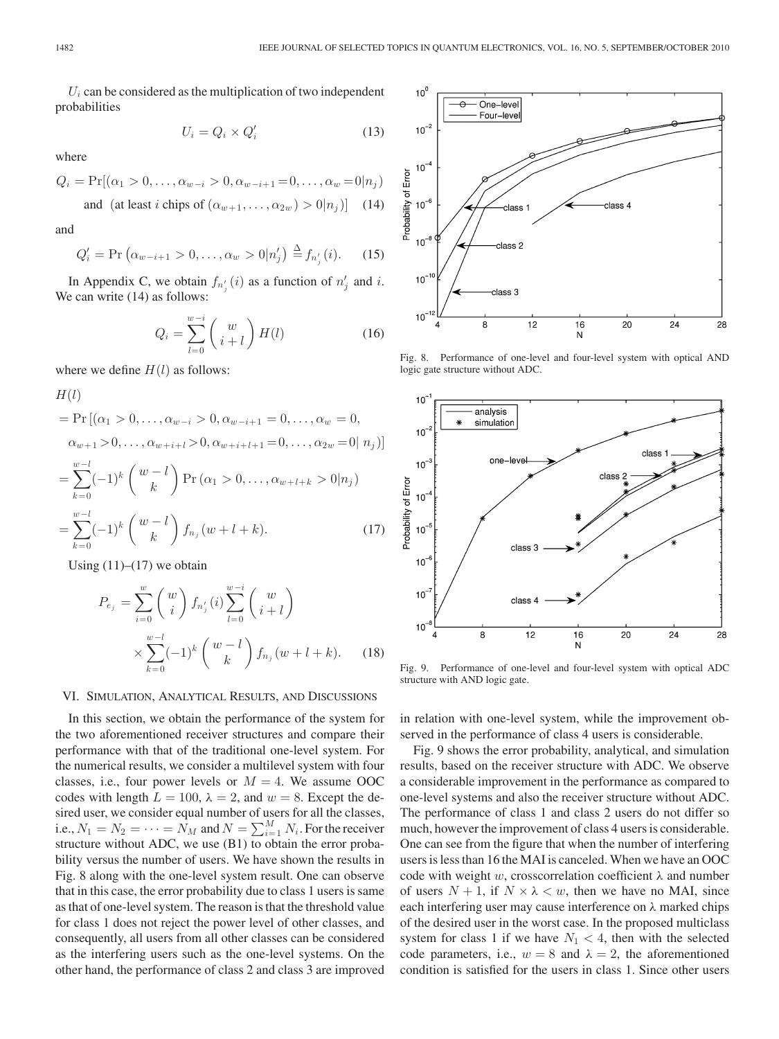$U_i$ can be considered as the multiplication of two independent probabilities

$$U_i = Q_i \times Q'_i \tag{13}$$

where

$$\begin{aligned} Q_i = \Pr[(&\alpha_1 > 0, \ldots, \alpha_{w-i} > 0, \alpha_{w-i+1} = 0, \ldots, \alpha_w = 0 | n_j) \\ &\text{and (at least } i \text{ chips of } (\alpha_{w+1}, \ldots, \alpha_{2w}) > 0 | n_j)] \end{aligned} \tag{14}$$

and

$$Q'_i = \Pr\left(\alpha_{w-i+1} > 0, \ldots, \alpha_w > 0 | n'_j\right) \stackrel{\Delta}{=} f_{n'_j}(i). \tag{15}$$

In Appendix C, we obtain $f_{n'_j}(i)$ as a function of $n'_j$ and $i$. We can write (14) as follows:

$$Q_i = \sum_{l=0}^{w-i} \binom{w}{i+l} H(l) \tag{16}$$

where we define $H(l)$ as follows:

$$\begin{aligned} H(l) &= \Pr\left[(\alpha_1 > 0, \ldots, \alpha_{w-i} > 0, \alpha_{w-i+1} = 0, \ldots, \alpha_w = 0, \right. \\ &\quad \left. \alpha_{w+1} > 0, \ldots, \alpha_{w+i+l} > 0, \alpha_{w+i+l+1} = 0, \ldots, \alpha_{2w} = 0 | \ n_j)\right] \\ &= \sum_{k=0}^{w-l} (-1)^k \binom{w-l}{k} \Pr\left(\alpha_1 > 0, \ldots, \alpha_{w+l+k} > 0 | n_j\right) \\ &= \sum_{k=0}^{w-l} (-1)^k \binom{w-l}{k} f_{n_j}(w+l+k). \end{aligned} \tag{17}$$

Using (11)–(17) we obtain

$$P_{e_j} = \sum_{i=0}^{w} \binom{w}{i} f_{n'_j}(i) \sum_{l=0}^{w-i} \binom{w}{i+l} \times \sum_{k=0}^{w-l} (-1)^k \binom{w-l}{k} f_{n_j}(w+l+k). \tag{18}$$

## VI. Simulation, Analytical Results, and Discussions

In this section, we obtain the performance of the system for the two aforementioned receiver structures and compare their performance with that of the traditional one-level system. For the numerical results, we consider a multilevel system with four classes, i.e., four power levels or $M = 4$. We assume OOC codes with length $L = 100$, $\lambda = 2$, and $w = 8$. Except the desired user, we consider equal number of users for all the classes, i.e., $N_1 = N_2 = \cdots = N_M$ and $N = \sum_{i=1}^{M} N_i$. For the receiver structure without ADC, we use (B1) to obtain the error probability versus the number of users. We have shown the results in Fig. 8 along with the one-level system result. One can observe that in this case, the error probability due to class 1 users is same as that of one-level system. The reason is that the threshold value for class 1 does not reject the power level of other classes, and consequently, all users from all other classes can be considered as the interfering users such as the one-level systems. On the other hand, the performance of class 2 and class 3 are improved in relation with one-level system, while the improvement observed in the performance of class 4 users is considerable.

Fig. 8. Performance of one-level and four-level system with optical AND logic gate structure without ADC.

Fig. 9. Performance of one-level and four-level system with optical ADC structure with AND logic gate.

Fig. 9 shows the error probability, analytical, and simulation results, based on the receiver structure with ADC. We observe a considerable improvement in the performance as compared to one-level systems and also the receiver structure without ADC. The performance of class 1 and class 2 users do not differ so much, however the improvement of class 4 users is considerable. One can see from the figure that when the number of interfering users is less than 16 the MAI is canceled. When we have an OOC code with weight $w$, crosscorrelation coefficient $\lambda$ and number of users $N + 1$, if $N \times \lambda < w$, then we have no MAI, since each interfering user may cause interference on $\lambda$ marked chips of the desired user in the worst case. In the proposed multiclass system for class 1 if we have $N_1 < 4$, then with the selected code parameters, i.e., $w = 8$ and $\lambda = 2$, the aforementioned condition is satisfied for the users in class 1. Since other users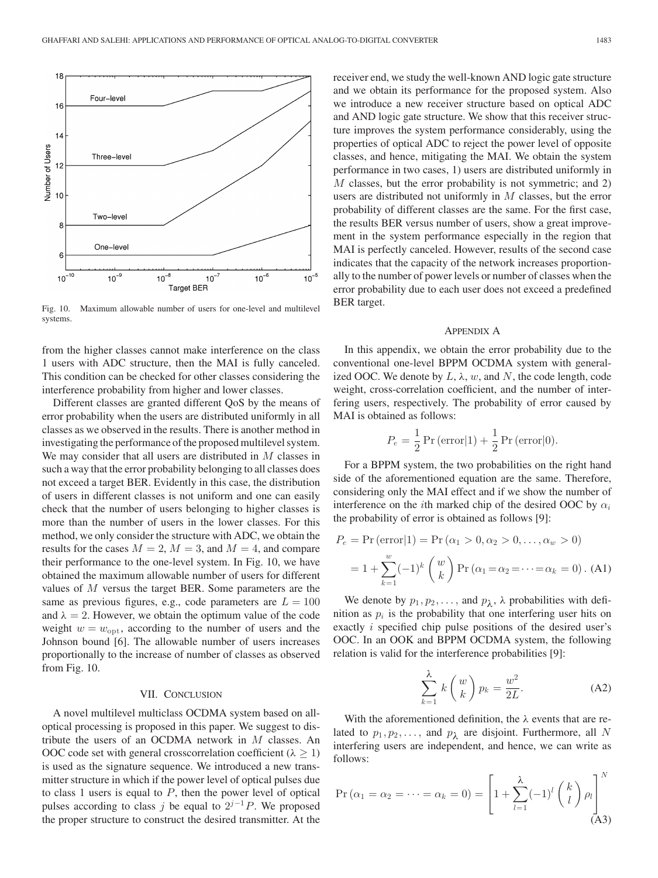Fig. 10. Maximum allowable number of users for one-level and multilevel systems.

from the higher classes cannot make interference on the class 1 users with ADC structure, then the MAI is fully canceled. This condition can be checked for other classes considering the interference probability from higher and lower classes.

Different classes are granted different QoS by the means of error probability when the users are distributed uniformly in all classes as we observed in the results. There is another method in investigating the performance of the proposed multilevel system. We may consider that all users are distributed in $M$ classes in such a way that the error probability belonging to all classes does not exceed a target BER. Evidently in this case, the distribution of users in different classes is not uniform and one can easily check that the number of users belonging to higher classes is more than the number of users in the lower classes. For this method, we only consider the structure with ADC, we obtain the results for the cases $M = 2$, $M = 3$, and $M = 4$, and compare their performance to the one-level system. In Fig. 10, we have obtained the maximum allowable number of users for different values of $M$ versus the target BER. Some parameters are the same as previous figures, e.g., code parameters are $L = 100$ and $\lambda = 2$. However, we obtain the optimum value of the code weight $w = w_{\mathrm{opt}}$, according to the number of users and the Johnson bound [6]. The allowable number of users increases proportionally to the increase of number of classes as observed from Fig. 10.

## VII. Conclusion

A novel multilevel multiclass OCDMA system based on all-optical processing is proposed in this paper. We suggest to distribute the users of an OCDMA network in $M$ classes. An OOC code set with general crosscorrelation coefficient ($\lambda \geq 1$) is used as the signature sequence. We introduced a new transmitter structure in which if the power level of optical pulses due to class 1 users is equal to $P$, then the power level of optical pulses according to class $j$ be equal to $2^{j-1}P$. We proposed the proper structure to construct the desired transmitter. At the receiver end, we study the well-known AND logic gate structure and we obtain its performance for the proposed system. Also we introduce a new receiver structure based on optical ADC and AND logic gate structure. We show that this receiver structure improves the system performance considerably, using the properties of optical ADC to reject the power level of opposite classes, and hence, mitigating the MAI. We obtain the system performance in two cases, 1) users are distributed uniformly in $M$ classes, but the error probability is not symmetric; and 2) users are distributed not uniformly in $M$ classes, but the error probability of different classes are the same. For the first case, the results BER versus number of users, show a great improvement in the system performance especially in the region that MAI is perfectly canceled. However, results of the second case indicates that the capacity of the network increases proportionally to the number of power levels or number of classes when the error probability due to each user does not exceed a predefined BER target.

## Appendix A

In this appendix, we obtain the error probability due to the conventional one-level BPPM OCDMA system with generalized OOC. We denote by $L$, $\lambda$, $w$, and $N$, the code length, code weight, cross-correlation coefficient, and the number of interfering users, respectively. The probability of error caused by MAI is obtained as follows:

$$P_e = \frac{1}{2}\Pr(\text{error}|1) + \frac{1}{2}\Pr(\text{error}|0).$$

For a BPPM system, the two probabilities on the right hand side of the aforementioned equation are the same. Therefore, considering only the MAI effect and if we show the number of interference on the $i$th marked chip of the desired OOC by $\alpha_i$ the probability of error is obtained as follows [9]:

$$\begin{aligned} P_e &= \Pr(\text{error}|1) = \Pr(\alpha_1 > 0, \alpha_2 > 0, \ldots, \alpha_w > 0) \\ &= 1 + \sum_{k=1}^{w} (-1)^k \binom{w}{k} \Pr(\alpha_1 = \alpha_2 = \cdots = \alpha_k = 0). \quad \text{(A1)} \end{aligned}$$

We denote by $p_1, p_2, \ldots,$ and $p_\lambda$, $\lambda$ probabilities with definition as $p_i$ is the probability that one interfering user hits on exactly $i$ specified chip pulse positions of the desired user's OOC. In an OOK and BPPM OCDMA system, the following relation is valid for the interference probabilities [9]:

$$\sum_{k=1}^{\lambda} k \binom{w}{k} p_k = \frac{w^2}{2L}. \quad \text{(A2)}$$

With the aforementioned definition, the $\lambda$ events that are related to $p_1, p_2, \ldots,$ and $p_\lambda$ are disjoint. Furthermore, all $N$ interfering users are independent, and hence, we can write as follows:

$$\Pr(\alpha_1 = \alpha_2 = \cdots = \alpha_k = 0) = \left[1 + \sum_{l=1}^{\lambda} (-1)^l \binom{k}{l} \rho_l\right]^N \quad \text{(A3)}$$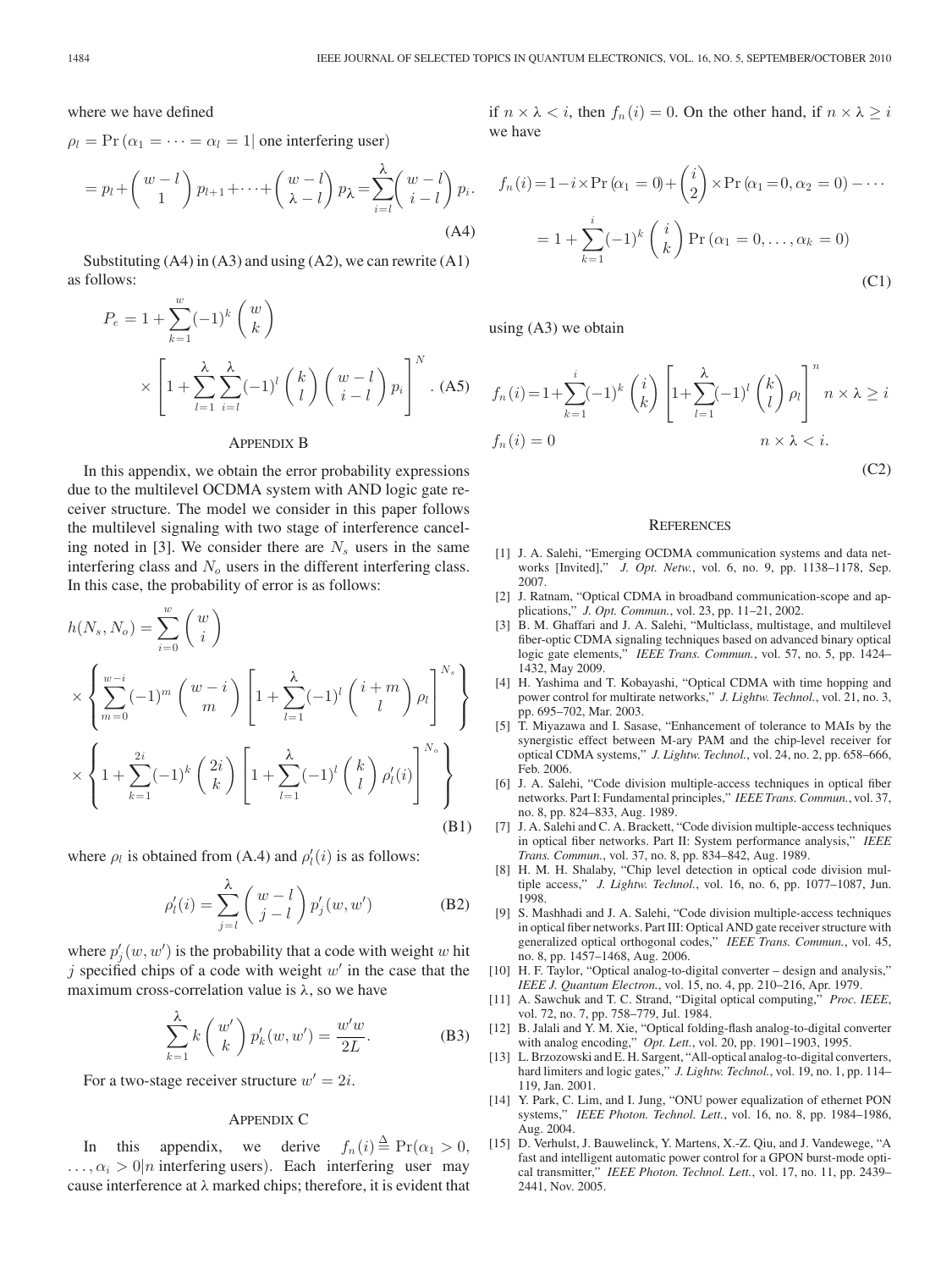where we have defined

$$\rho_l = \Pr\left(\alpha_1 = \cdots = \alpha_l = 1 \middle| \text{ one interfering user}\right)$$

$$= p_l + \binom{w-l}{1} p_{l+1} + \cdots + \binom{w-l}{\lambda - l} p_\lambda = \sum_{i=l}^{\lambda} \binom{w-l}{i-l} p_i. \tag{A4}$$

Substituting (A4) in (A3) and using (A2), we can rewrite (A1) as follows:

$$P_e = 1 + \sum_{k=1}^{w} (-1)^k \binom{w}{k} \times \left[1 + \sum_{l=1}^{\lambda} \sum_{i=l}^{\lambda} (-1)^l \binom{k}{l} \binom{w-l}{i-l} p_i\right]^N. \tag{A5}$$

## Appendix B

In this appendix, we obtain the error probability expressions due to the multilevel OCDMA system with AND logic gate receiver structure. The model we consider in this paper follows the multilevel signaling with two stage of interference canceling noted in [3]. We consider there are $N_s$ users in the same interfering class and $N_o$ users in the different interfering class. In this case, the probability of error is as follows:

$$h(N_s, N_o) = \sum_{i=0}^{w} \binom{w}{i} \times \left\{\sum_{m=0}^{w-i} (-1)^m \binom{w-i}{m} \left[1 + \sum_{l=1}^{\lambda} (-1)^l \binom{i+m}{l} \rho_l\right]^{N_s}\right\} \times \left\{1 + \sum_{k=1}^{2i} (-1)^k \binom{2i}{k} \left[1 + \sum_{l=1}^{\lambda} (-1)^l \binom{k}{l} \rho'_l(i)\right]^{N_o}\right\} \tag{B1}$$

where $\rho_l$ is obtained from (A.4) and $\rho'_l(i)$ is as follows:

$$\rho'_l(i) = \sum_{j=l}^{\lambda} \binom{w-l}{j-l} p'_j(w, w') \tag{B2}$$

where $p'_j(w, w')$ is the probability that a code with weight $w$ hit $j$ specified chips of a code with weight $w'$ in the case that the maximum cross-correlation value is $\lambda$, so we have

$$\sum_{k=1}^{\lambda} k \binom{w'}{k} p'_k(w, w') = \frac{w'w}{2L}. \tag{B3}$$

For a two-stage receiver structure $w' = 2i$.

## Appendix C

In this appendix, we derive $f_n(i) \overset{\Delta}{=} \Pr(\alpha_1 > 0, \ldots, \alpha_i > 0 | n \text{ interfering users})$. Each interfering user may cause interference at $\lambda$ marked chips; therefore, it is evident that if $n \times \lambda < i$, then $f_n(i) = 0$. On the other hand, if $n \times \lambda \geq i$ we have

$$f_n(i) = 1 - i \times \Pr(\alpha_1 = 0) + \binom{i}{2} \times \Pr(\alpha_1 = 0, \alpha_2 = 0) - \cdots$$

$$= 1 + \sum_{k=1}^{i} (-1)^k \binom{i}{k} \Pr(\alpha_1 = 0, \ldots, \alpha_k = 0) \tag{C1}$$

using (A3) we obtain

$$f_n(i) = 1 + \sum_{k=1}^{i} (-1)^k \binom{i}{k} \left[1 + \sum_{l=1}^{\lambda} (-1)^l \binom{k}{l} \rho_l\right]^n \quad n \times \lambda \geq i$$

$$f_n(i) = 0 \quad n \times \lambda < i. \tag{C2}$$

## References

[1] J. A. Salehi, "Emerging OCDMA communication systems and data networks [Invited]," *J. Opt. Netw.*, vol. 6, no. 9, pp. 1138–1178, Sep. 2007.

[2] J. Ratnam, "Optical CDMA in broadband communication-scope and applications," *J. Opt. Commun.*, vol. 23, pp. 11–21, 2002.

[3] B. M. Ghaffari and J. A. Salehi, "Multiclass, multistage, and multilevel fiber-optic CDMA signaling techniques based on advanced binary optical logic gate elements," *IEEE Trans. Commun.*, vol. 57, no. 5, pp. 1424–1432, May 2009.

[4] H. Yashima and T. Kobayashi, "Optical CDMA with time hopping and power control for multirate networks," *J. Lightw. Technol.*, vol. 21, no. 3, pp. 695–702, Mar. 2003.

[5] T. Miyazawa and I. Sasase, "Enhancement of tolerance to MAIs by the synergistic effect between M-ary PAM and the chip-level receiver for optical CDMA systems," *J. Lightw. Technol.*, vol. 24, no. 2, pp. 658–666, Feb. 2006.

[6] J. A. Salehi, "Code division multiple-access techniques in optical fiber networks. Part I: Fundamental principles," *IEEE Trans. Commun.*, vol. 37, no. 8, pp. 824–833, Aug. 1989.

[7] J. A. Salehi and C. A. Brackett, "Code division multiple-access techniques in optical fiber networks. Part II: System performance analysis," *IEEE Trans. Commun.*, vol. 37, no. 8, pp. 834–842, Aug. 1989.

[8] H. M. H. Shalaby, "Chip level detection in optical code division multiple access," *J. Lightw. Technol.*, vol. 16, no. 6, pp. 1077–1087, Jun. 1998.

[9] S. Mashhadi and J. A. Salehi, "Code division multiple-access techniques in optical fiber networks. Part III: Optical AND gate receiver structure with generalized optical orthogonal codes," *IEEE Trans. Commun.*, vol. 45, no. 8, pp. 1457–1468, Aug. 2006.

[10] H. F. Taylor, "Optical analog-to-digital converter – design and analysis," *IEEE J. Quantum Electron.*, vol. 15, no. 4, pp. 210–216, Apr. 1979.

[11] A. Sawchuk and T. C. Strand, "Digital optical computing," *Proc. IEEE*, vol. 72, no. 7, pp. 758–779, Jul. 1984.

[12] B. Jalali and Y. M. Xie, "Optical folding-flash analog-to-digital converter with analog encoding," *Opt. Lett.*, vol. 20, pp. 1901–1903, 1995.

[13] L. Brzozowski and E. H. Sargent, "All-optical analog-to-digital converters, hard limiters and logic gates," *J. Lightw. Technol.*, vol. 19, no. 1, pp. 114–119, Jan. 2001.

[14] Y. Park, C. Lim, and I. Jung, "ONU power equalization of ethernet PON systems," *IEEE Photon. Technol. Lett.*, vol. 16, no. 8, pp. 1984–1986, Aug. 2004.

[15] D. Verhulst, J. Bauwelinck, Y. Martens, X.-Z. Qiu, and J. Vandewege, "A fast and intelligent automatic power control for a GPON burst-mode optical transmitter," *IEEE Photon. Technol. Lett.*, vol. 17, no. 11, pp. 2439–2441, Nov. 2005.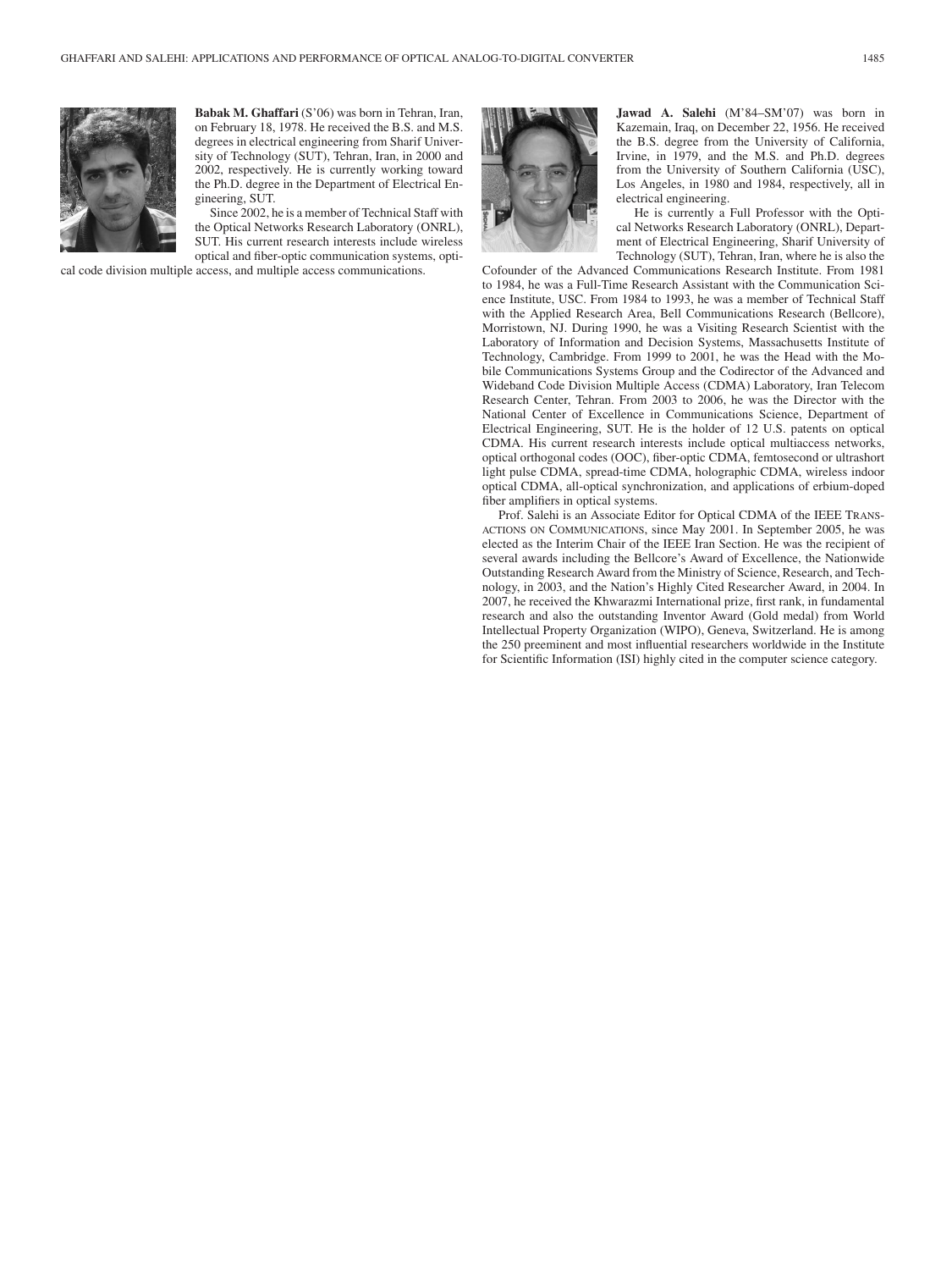**Babak M. Ghaffari** (S'06) was born in Tehran, Iran, on February 18, 1978. He received the B.S. and M.S. degrees in electrical engineering from Sharif University of Technology (SUT), Tehran, Iran, in 2000 and 2002, respectively. He is currently working toward the Ph.D. degree in the Department of Electrical Engineering, SUT.

Since 2002, he is a member of Technical Staff with the Optical Networks Research Laboratory (ONRL), SUT. His current research interests include wireless optical and fiber-optic communication systems, optical code division multiple access, and multiple access communications.

**Jawad A. Salehi** (M'84–SM'07) was born in Kazemain, Iraq, on December 22, 1956. He received the B.S. degree from the University of California, Irvine, in 1979, and the M.S. and Ph.D. degrees from the University of Southern California (USC), Los Angeles, in 1980 and 1984, respectively, all in electrical engineering.

He is currently a Full Professor with the Optical Networks Research Laboratory (ONRL), Department of Electrical Engineering, Sharif University of Technology (SUT), Tehran, Iran, where he is also the Cofounder of the Advanced Communications Research Institute. From 1981 to 1984, he was a Full-Time Research Assistant with the Communication Science Institute, USC. From 1984 to 1993, he was a member of Technical Staff with the Applied Research Area, Bell Communications Research (Bellcore), Morristown, NJ. During 1990, he was a Visiting Research Scientist with the Laboratory of Information and Decision Systems, Massachusetts Institute of Technology, Cambridge. From 1999 to 2001, he was the Head with the Mobile Communications Systems Group and the Codirector of the Advanced and Wideband Code Division Multiple Access (CDMA) Laboratory, Iran Telecom Research Center, Tehran. From 2003 to 2006, he was the Director with the National Center of Excellence in Communications Science, Department of Electrical Engineering, SUT. He is the holder of 12 U.S. patents on optical CDMA. His current research interests include optical multiaccess networks, optical orthogonal codes (OOC), fiber-optic CDMA, femtosecond or ultrashort light pulse CDMA, spread-time CDMA, holographic CDMA, wireless indoor optical CDMA, all-optical synchronization, and applications of erbium-doped fiber amplifiers in optical systems.

Prof. Salehi is an Associate Editor for Optical CDMA of the IEEE Transactions on Communications, since May 2001. In September 2005, he was elected as the Interim Chair of the IEEE Iran Section. He was the recipient of several awards including the Bellcore's Award of Excellence, the Nationwide Outstanding Research Award from the Ministry of Science, Research, and Technology, in 2003, and the Nation's Highly Cited Researcher Award, in 2004. In 2007, he received the Khwarazmi International prize, first rank, in fundamental research and also the outstanding Inventor Award (Gold medal) from World Intellectual Property Organization (WIPO), Geneva, Switzerland. He is among the 250 preeminent and most influential researchers worldwide in the Institute for Scientific Information (ISI) highly cited in the computer science category.